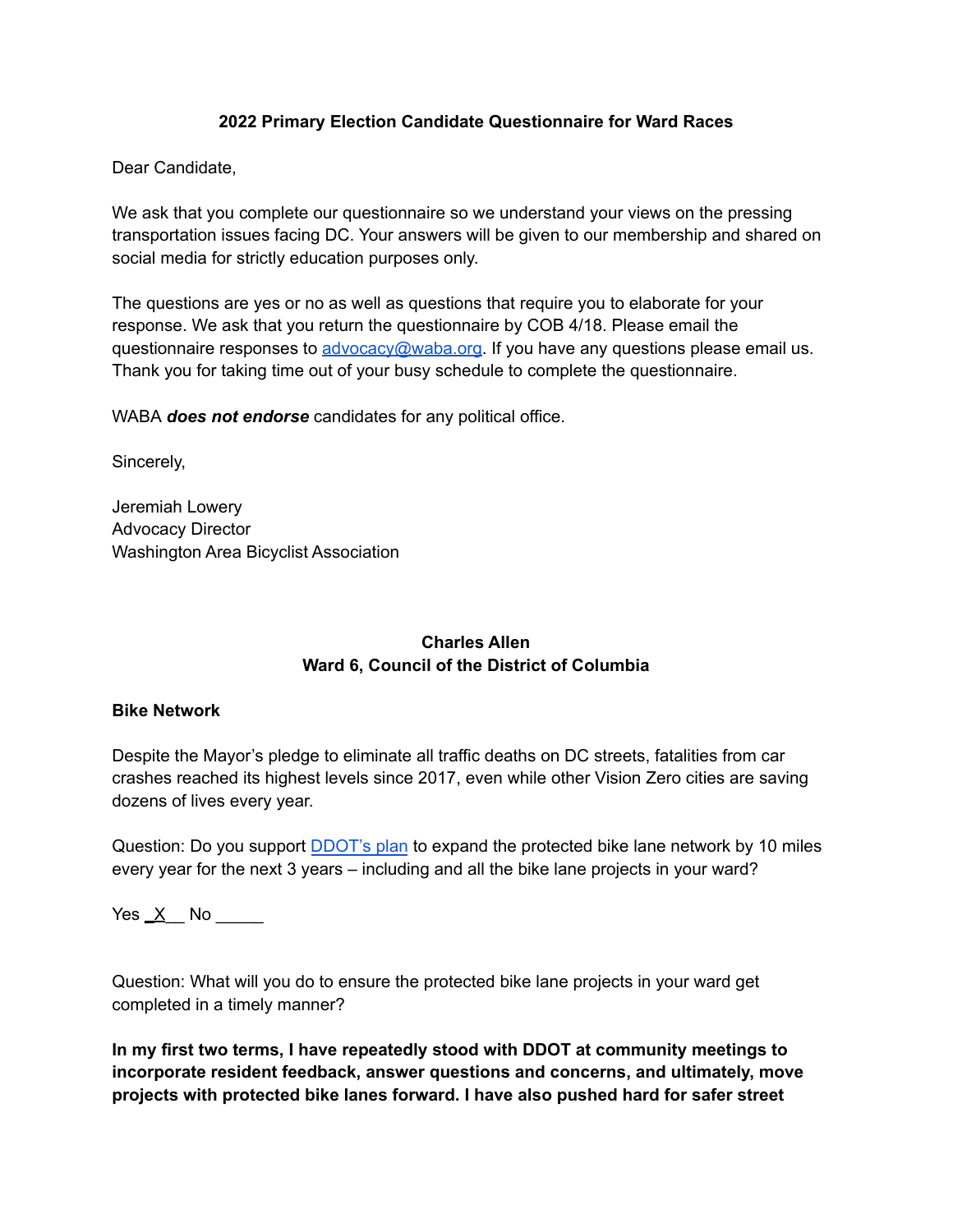**2022 Primary Election Candidate Questionnaire for Ward Races**

Dear Candidate,

We ask that you complete our questionnaire so we understand your views on the pressing transportation issues facing DC. Your answers will be given to our membership and shared on social media for strictly education purposes only.

The questions are yes or no as well as questions that require you to elaborate for your response. We ask that you return the questionnaire by COB 4/18. Please email the questionnaire responses to [advocacy@waba.org](mailto:advocacy@waba.org). If you have any questions please email us. Thank you for taking time out of your busy schedule to complete the questionnaire.

WABA ***does not endorse*** candidates for any political office.

Sincerely,

Jeremiah Lowery
Advocacy Director
Washington Area Bicyclist Association

**Charles Allen**
**Ward 6, Council of the District of Columbia**

**Bike Network**

Despite the Mayor's pledge to eliminate all traffic deaths on DC streets, fatalities from car crashes reached its highest levels since 2017, even while other Vision Zero cities are saving dozens of lives every year.

Question: Do you support [DDOT's plan](#) to expand the protected bike lane network by 10 miles every year for the next 3 years – including and all the bike lane projects in your ward?

Yes \_X\_\_ No \_\_\_\_\_

Question: What will you do to ensure the protected bike lane projects in your ward get completed in a timely manner?

**In my first two terms, I have repeatedly stood with DDOT at community meetings to incorporate resident feedback, answer questions and concerns, and ultimately, move projects with protected bike lanes forward. I have also pushed hard for safer street**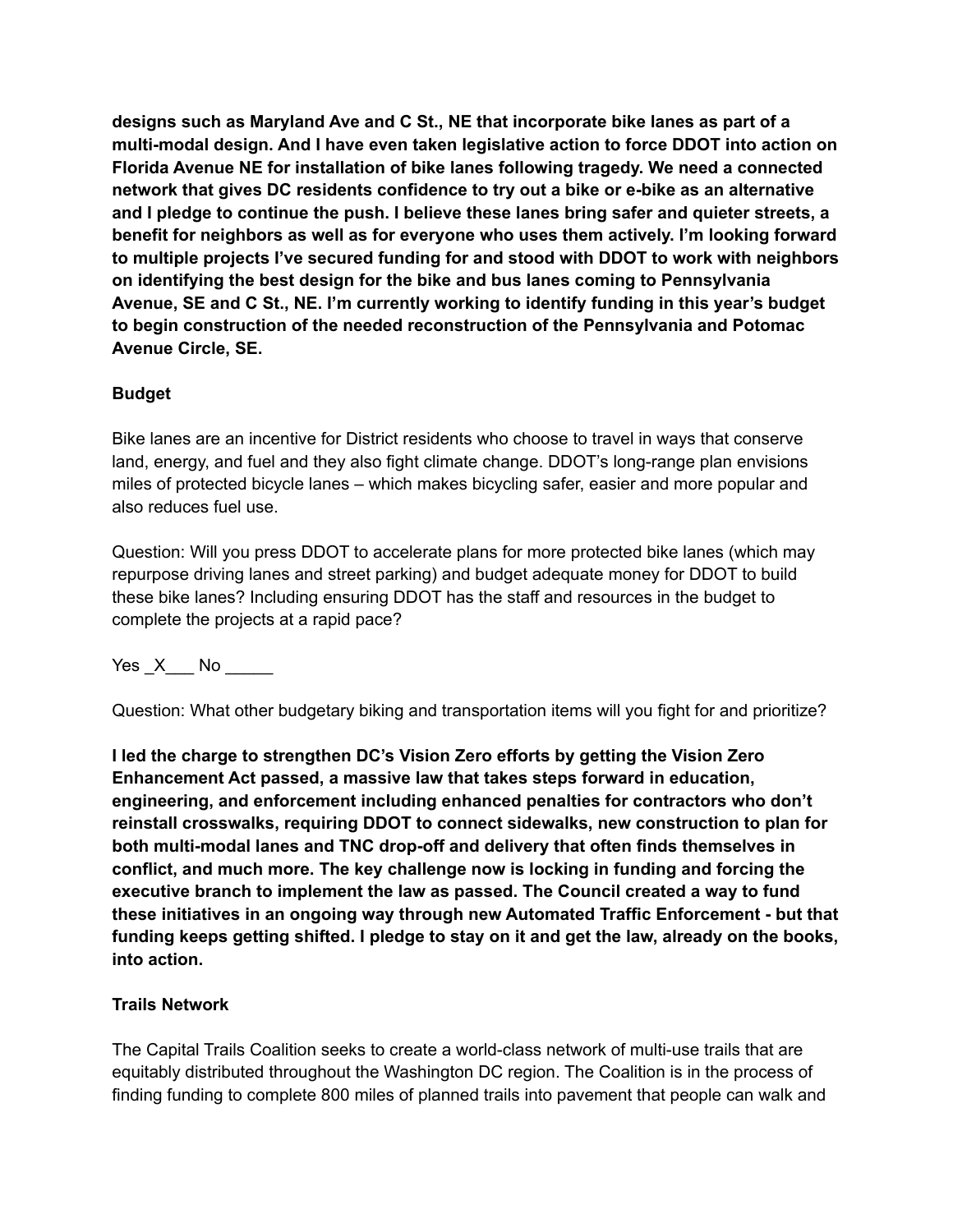**designs such as Maryland Ave and C St., NE that incorporate bike lanes as part of a multi-modal design. And I have even taken legislative action to force DDOT into action on Florida Avenue NE for installation of bike lanes following tragedy. We need a connected network that gives DC residents confidence to try out a bike or e-bike as an alternative and I pledge to continue the push. I believe these lanes bring safer and quieter streets, a benefit for neighbors as well as for everyone who uses them actively. I'm looking forward to multiple projects I've secured funding for and stood with DDOT to work with neighbors on identifying the best design for the bike and bus lanes coming to Pennsylvania Avenue, SE and C St., NE. I'm currently working to identify funding in this year's budget to begin construction of the needed reconstruction of the Pennsylvania and Potomac Avenue Circle, SE.**

**Budget**

Bike lanes are an incentive for District residents who choose to travel in ways that conserve land, energy, and fuel and they also fight climate change. DDOT's long-range plan envisions miles of protected bicycle lanes – which makes bicycling safer, easier and more popular and also reduces fuel use.

Question: Will you press DDOT to accelerate plans for more protected bike lanes (which may repurpose driving lanes and street parking) and budget adequate money for DDOT to build these bike lanes? Including ensuring DDOT has the staff and resources in the budget to complete the projects at a rapid pace?

Yes _X___ No _____

Question: What other budgetary biking and transportation items will you fight for and prioritize?

**I led the charge to strengthen DC's Vision Zero efforts by getting the Vision Zero Enhancement Act passed, a massive law that takes steps forward in education, engineering, and enforcement including enhanced penalties for contractors who don't reinstall crosswalks, requiring DDOT to connect sidewalks, new construction to plan for both multi-modal lanes and TNC drop-off and delivery that often finds themselves in conflict, and much more. The key challenge now is locking in funding and forcing the executive branch to implement the law as passed. The Council created a way to fund these initiatives in an ongoing way through new Automated Traffic Enforcement - but that funding keeps getting shifted. I pledge to stay on it and get the law, already on the books, into action.**

**Trails Network**

The Capital Trails Coalition seeks to create a world-class network of multi-use trails that are equitably distributed throughout the Washington DC region. The Coalition is in the process of finding funding to complete 800 miles of planned trails into pavement that people can walk and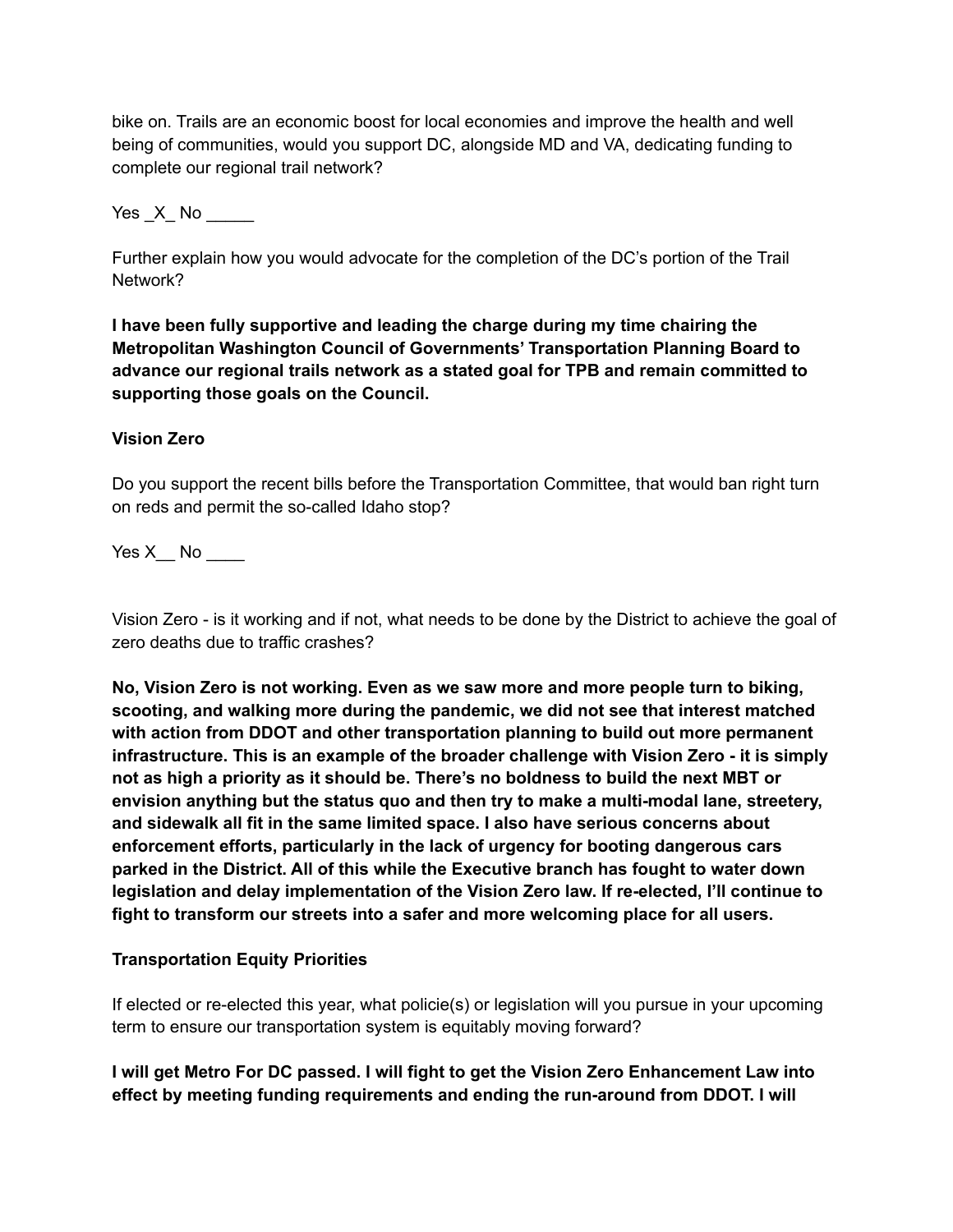bike on. Trails are an economic boost for local economies and improve the health and well being of communities, would you support DC, alongside MD and VA, dedicating funding to complete our regional trail network?

Yes _X_ No _____

Further explain how you would advocate for the completion of the DC's portion of the Trail Network?

**I have been fully supportive and leading the charge during my time chairing the Metropolitan Washington Council of Governments' Transportation Planning Board to advance our regional trails network as a stated goal for TPB and remain committed to supporting those goals on the Council.**

**Vision Zero**

Do you support the recent bills before the Transportation Committee, that would ban right turn on reds and permit the so-called Idaho stop?

Yes X__ No ____

Vision Zero - is it working and if not, what needs to be done by the District to achieve the goal of zero deaths due to traffic crashes?

**No, Vision Zero is not working. Even as we saw more and more people turn to biking, scooting, and walking more during the pandemic, we did not see that interest matched with action from DDOT and other transportation planning to build out more permanent infrastructure. This is an example of the broader challenge with Vision Zero - it is simply not as high a priority as it should be. There's no boldness to build the next MBT or envision anything but the status quo and then try to make a multi-modal lane, streetery, and sidewalk all fit in the same limited space. I also have serious concerns about enforcement efforts, particularly in the lack of urgency for booting dangerous cars parked in the District. All of this while the Executive branch has fought to water down legislation and delay implementation of the Vision Zero law. If re-elected, I'll continue to fight to transform our streets into a safer and more welcoming place for all users.**

**Transportation Equity Priorities**

If elected or re-elected this year, what policie(s) or legislation will you pursue in your upcoming term to ensure our transportation system is equitably moving forward?

**I will get Metro For DC passed. I will fight to get the Vision Zero Enhancement Law into effect by meeting funding requirements and ending the run-around from DDOT. I will**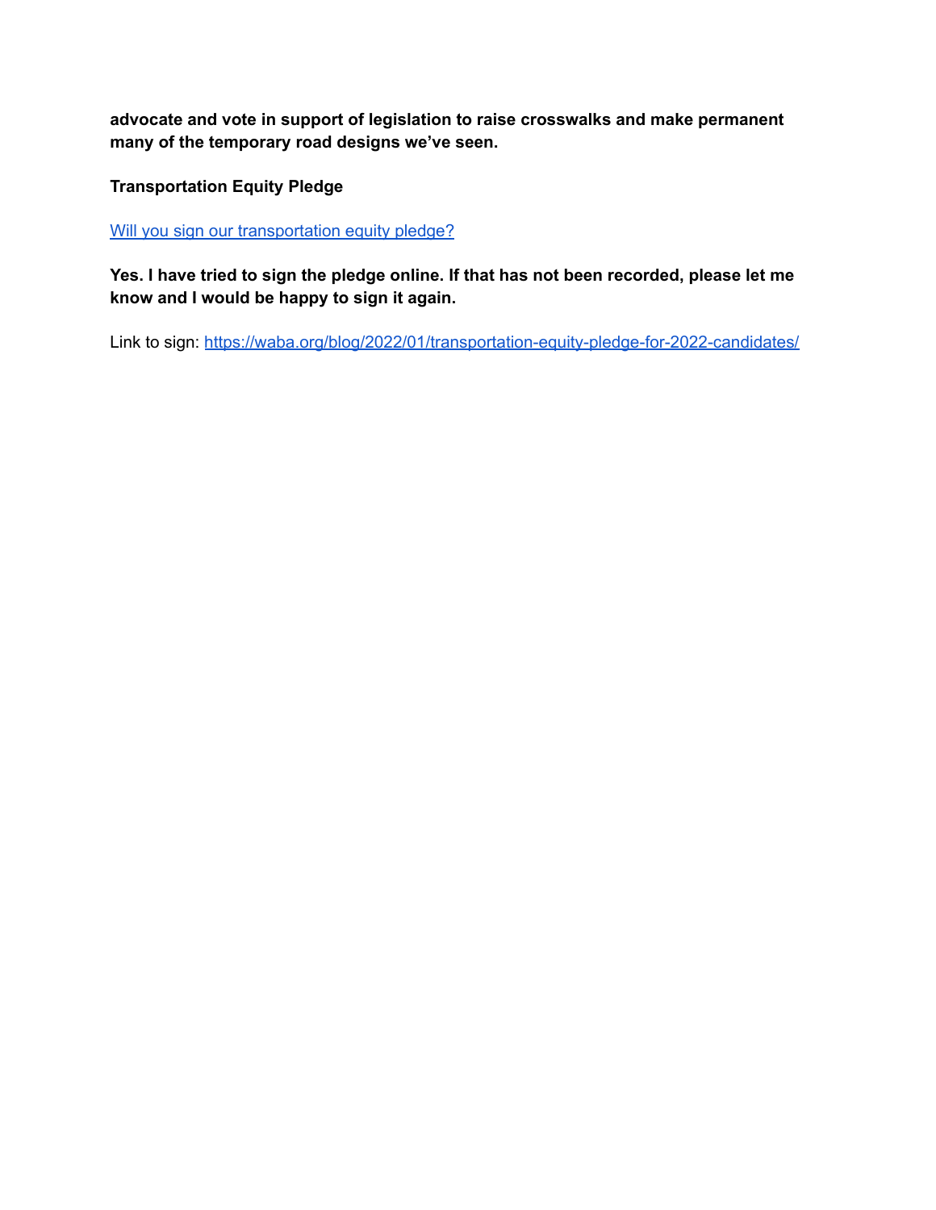**advocate and vote in support of legislation to raise crosswalks and make permanent many of the temporary road designs we've seen.**

**Transportation Equity Pledge**

[Will you sign our transportation equity pledge?](https://waba.org/blog/2022/01/transportation-equity-pledge-for-2022-candidates/)

**Yes. I have tried to sign the pledge online. If that has not been recorded, please let me know and I would be happy to sign it again.**

Link to sign: [https://waba.org/blog/2022/01/transportation-equity-pledge-for-2022-candidates/](https://waba.org/blog/2022/01/transportation-equity-pledge-for-2022-candidates/)